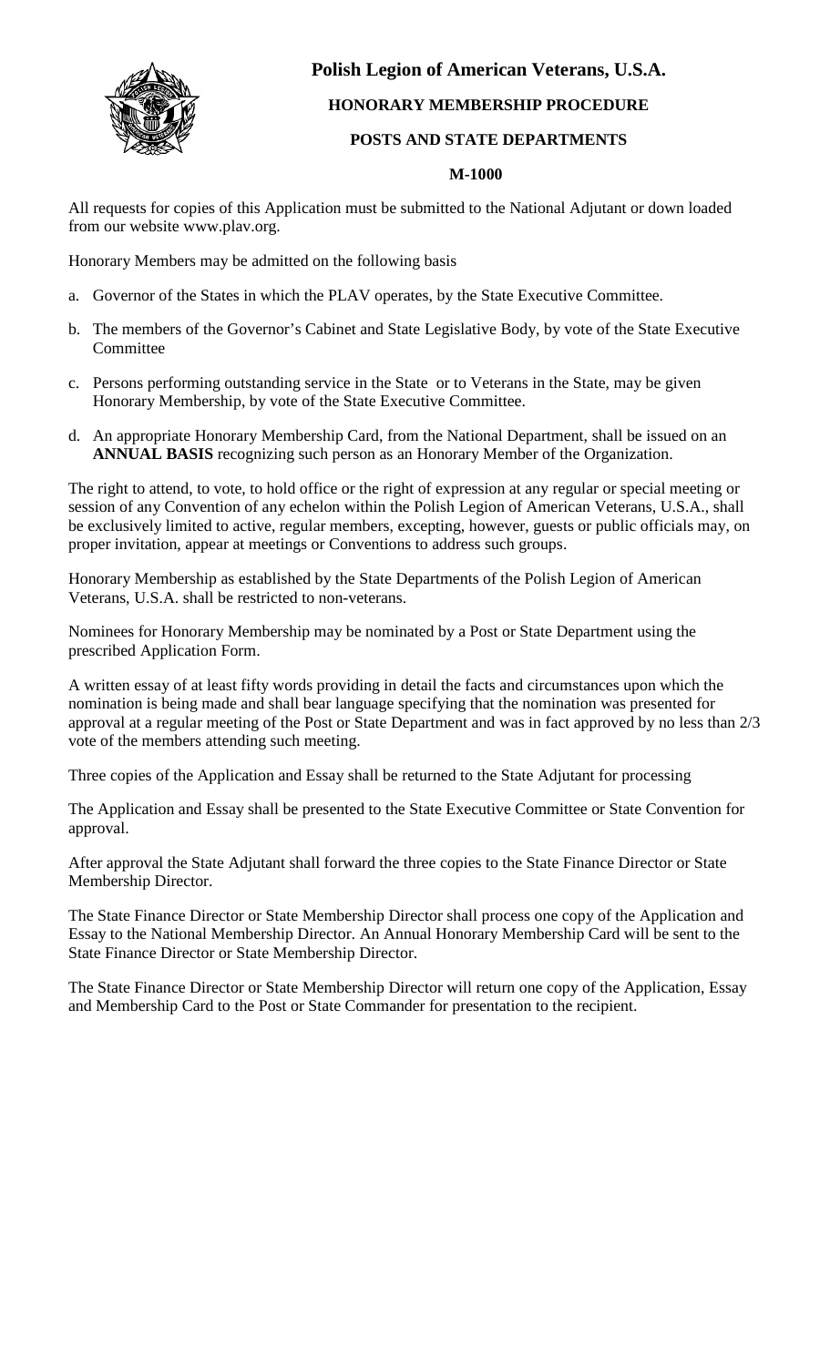# Polish Legion of American Veterans, U.S.A.

## HONORARY MEMBERSHIP PROCEDURE

## POSTS AND STATE DEPARTMENTS

## M-1000

All requests for copies of this Application must be submitted to the National Adjutant or down loaded from our website www.plav.org.

Honorary Members may be admitted on the following basis

a. Governor of the States in which the PLAV operates, by the State Executive Committee.

b. The members of the Governor's Cabinet and State Legislative Body, by vote of the State Executive Committee

c. Persons performing outstanding service in the State or to Veterans in the State, may be given Honorary Membership, by vote of the State Executive Committee.

d. An appropriate Honorary Membership Card, from the National Department, shall be issued on an **ANNUAL BASIS** recognizing such person as an Honorary Member of the Organization.

The right to attend, to vote, to hold office or the right of expression at any regular or special meeting or session of any Convention of any echelon within the Polish Legion of American Veterans, U.S.A., shall be exclusively limited to active, regular members, excepting, however, guests or public officials may, on proper invitation, appear at meetings or Conventions to address such groups.

Honorary Membership as established by the State Departments of the Polish Legion of American Veterans, U.S.A. shall be restricted to non-veterans.

Nominees for Honorary Membership may be nominated by a Post or State Department using the prescribed Application Form.

A written essay of at least fifty words providing in detail the facts and circumstances upon which the nomination is being made and shall bear language specifying that the nomination was presented for approval at a regular meeting of the Post or State Department and was in fact approved by no less than 2/3 vote of the members attending such meeting.

Three copies of the Application and Essay shall be returned to the State Adjutant for processing

The Application and Essay shall be presented to the State Executive Committee or State Convention for approval.

After approval the State Adjutant shall forward the three copies to the State Finance Director or State Membership Director.

The State Finance Director or State Membership Director shall process one copy of the Application and Essay to the National Membership Director. An Annual Honorary Membership Card will be sent to the State Finance Director or State Membership Director.

The State Finance Director or State Membership Director will return one copy of the Application, Essay and Membership Card to the Post or State Commander for presentation to the recipient.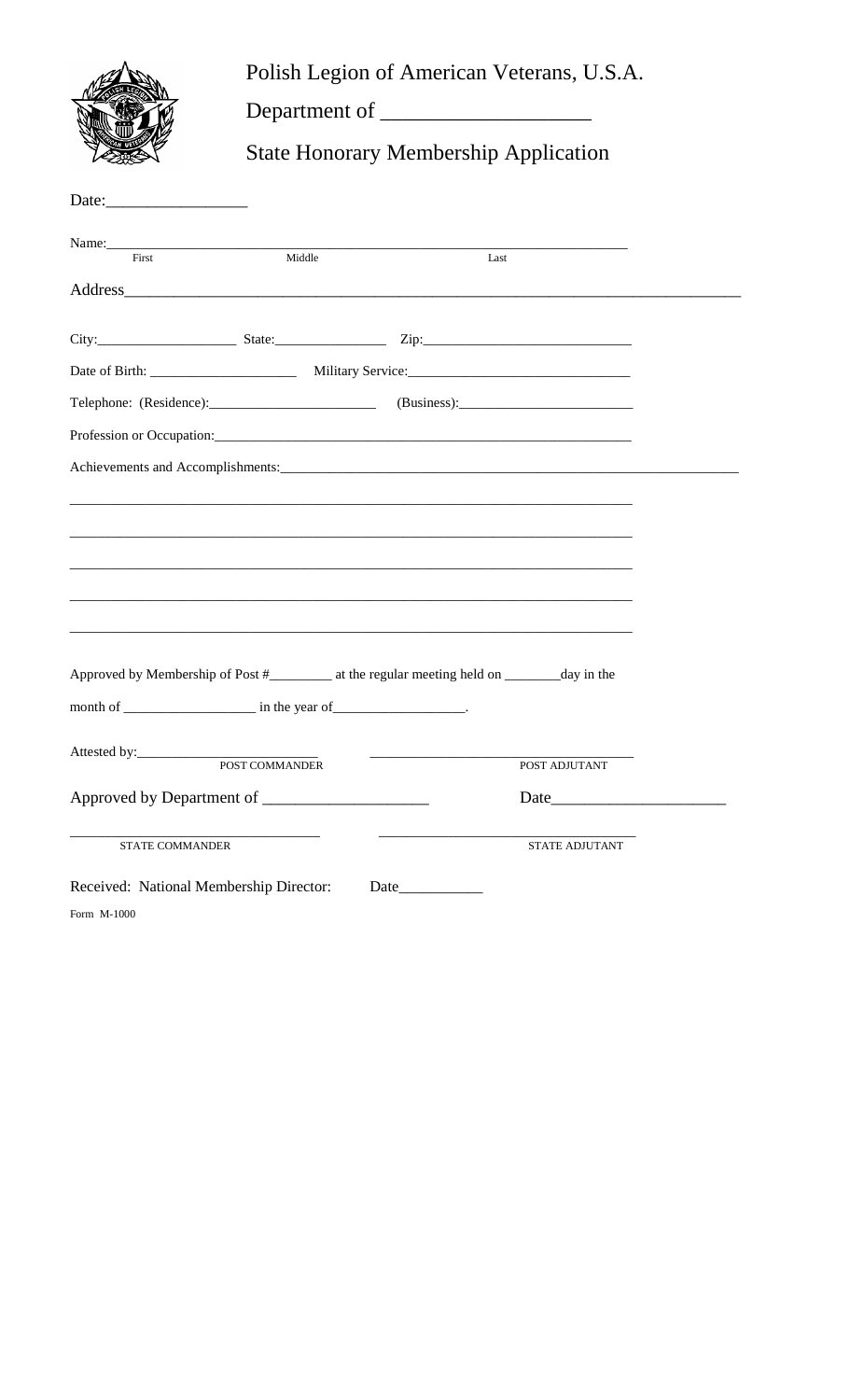Polish Legion of American Veterans, U.S.A.

Department of ___________________

# State Honorary Membership Application

Date:_________________

Name:_______________________________________________________________________

First Middle Last

Address___________________________________________________________________________

City:____________________ State:________________ Zip:_____________________________

Date of Birth: ____________________ Military Service:_______________________________

Telephone: (Residence):_______________________ (Business):________________________

Profession or Occupation:___________________________________________________________

Achievements and Accomplishments:_________________________________________________

_____________________________________________________________________________

_____________________________________________________________________________

_____________________________________________________________________________

_____________________________________________________________________________

_____________________________________________________________________________

Approved by Membership of Post #_________ at the regular meeting held on ________day in the

month of __________________ in the year of__________________.

Attested by:_________________________ ___________________________________

POST COMMANDER POST ADJUTANT

Approved by Department of ___________________ Date_____________________

_________________________________ ___________________________________

STATE COMMANDER STATE ADJUTANT

Received: National Membership Director: Date___________

Form M-1000